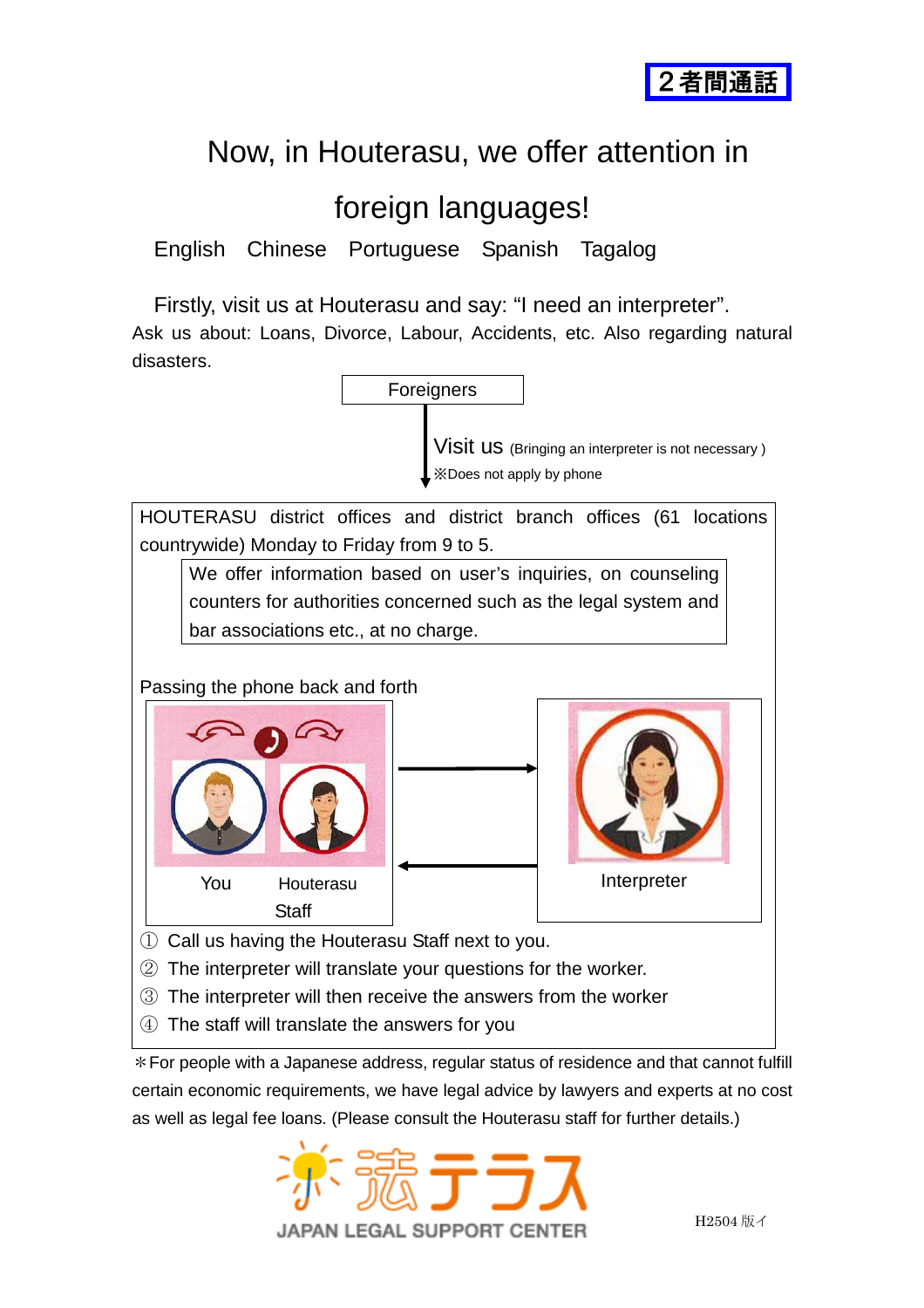２者間通話

# Now, in Houterasu, we offer attention in foreign languages!

English　Chinese　Portuguese　Spanish　Tagalog

Firstly, visit us at Houterasu and say: "I need an interpreter".

Ask us about: Loans, Divorce, Labour, Accidents, etc. Also regarding natural disasters.

Foreigners

Visit us (Bringing an interpreter is not necessary )

※Does not apply by phone

HOUTERASU district offices and district branch offices (61 locations countrywide) Monday to Friday from 9 to 5.

We offer information based on user's inquiries, on counseling counters for authorities concerned such as the legal system and bar associations etc., at no charge.

Passing the phone back and forth

You　Houterasu Staff

Interpreter

① Call us having the Houterasu Staff next to you.
② The interpreter will translate your questions for the worker.
③ The interpreter will then receive the answers from the worker
④ The staff will translate the answers for you

＊For people with a Japanese address, regular status of residence and that cannot fulfill certain economic requirements, we have legal advice by lawyers and experts at no cost as well as legal fee loans. (Please consult the Houterasu staff for further details.)

法テラス
JAPAN LEGAL SUPPORT CENTER

H2504 版イ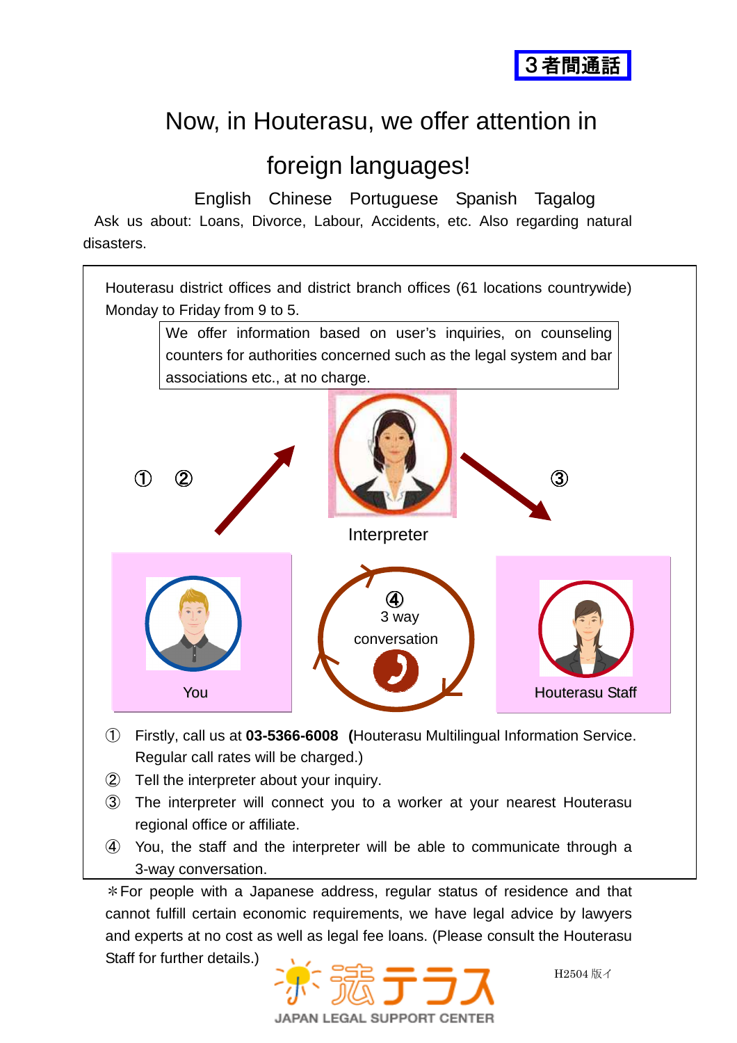３者間通話

# Now, in Houterasu, we offer attention in foreign languages!

English　Chinese　Portuguese　Spanish　Tagalog

Ask us about: Loans, Divorce, Labour, Accidents, etc. Also regarding natural disasters.

Houterasu district offices and district branch offices (61 locations countrywide) Monday to Friday from 9 to 5.

We offer information based on user's inquiries, on counseling counters for authorities concerned such as the legal system and bar associations etc., at no charge.

①　②

Interpreter

③

④
3 way
conversation

You

Houterasu Staff

① Firstly, call us at **03-5366-6008** **(**Houterasu Multilingual Information Service. Regular call rates will be charged.)
② Tell the interpreter about your inquiry.
③ The interpreter will connect you to a worker at your nearest Houterasu regional office or affiliate.
④ You, the staff and the interpreter will be able to communicate through a 3-way conversation.

＊For people with a Japanese address, regular status of residence and that cannot fulfill certain economic requirements, we have legal advice by lawyers and experts at no cost as well as legal fee loans. (Please consult the Houterasu Staff for further details.)

法テラス
JAPAN LEGAL SUPPORT CENTER

H2504 版イ